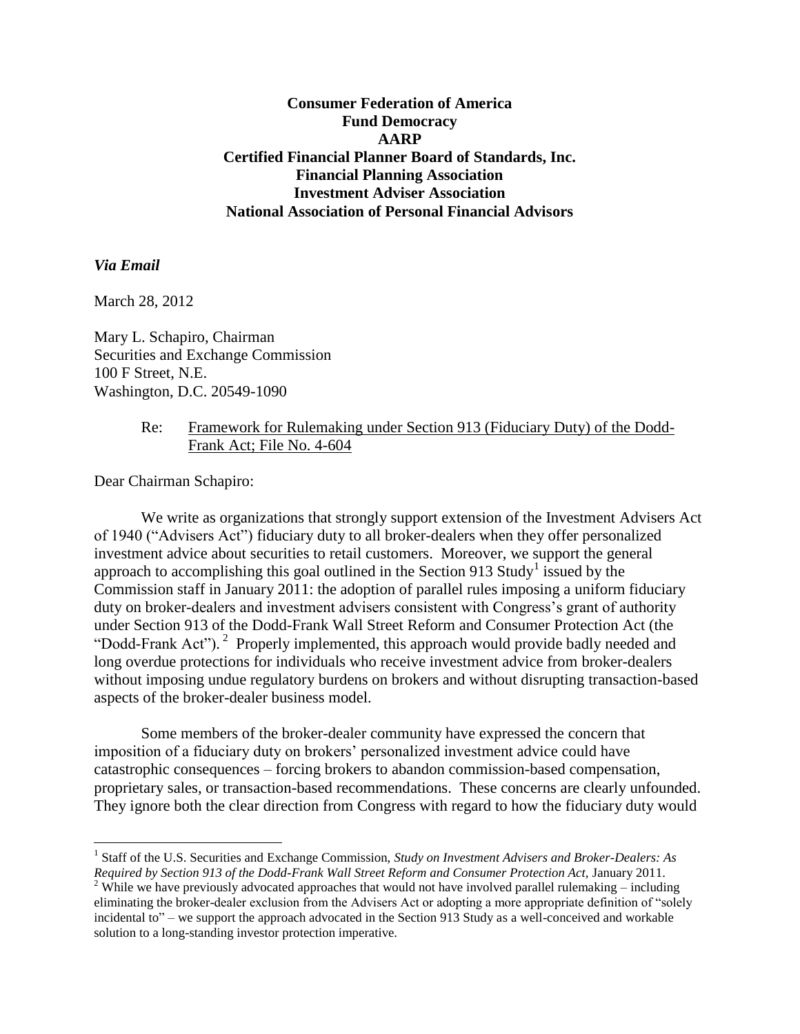**Consumer Federation of America**
**Fund Democracy**
**AARP**
**Certified Financial Planner Board of Standards, Inc.**
**Financial Planning Association**
**Investment Adviser Association**
**National Association of Personal Financial Advisors**

***Via Email***

March 28, 2012

Mary L. Schapiro, Chairman
Securities and Exchange Commission
100 F Street, N.E.
Washington, D.C. 20549-1090

Re: Framework for Rulemaking under Section 913 (Fiduciary Duty) of the Dodd-Frank Act; File No. 4-604

Dear Chairman Schapiro:

We write as organizations that strongly support extension of the Investment Advisers Act of 1940 ("Advisers Act") fiduciary duty to all broker-dealers when they offer personalized investment advice about securities to retail customers. Moreover, we support the general approach to accomplishing this goal outlined in the Section 913 Study[1] issued by the Commission staff in January 2011: the adoption of parallel rules imposing a uniform fiduciary duty on broker-dealers and investment advisers consistent with Congress's grant of authority under Section 913 of the Dodd-Frank Wall Street Reform and Consumer Protection Act (the "Dodd-Frank Act").[2] Properly implemented, this approach would provide badly needed and long overdue protections for individuals who receive investment advice from broker-dealers without imposing undue regulatory burdens on brokers and without disrupting transaction-based aspects of the broker-dealer business model.

Some members of the broker-dealer community have expressed the concern that imposition of a fiduciary duty on brokers' personalized investment advice could have catastrophic consequences – forcing brokers to abandon commission-based compensation, proprietary sales, or transaction-based recommendations. These concerns are clearly unfounded. They ignore both the clear direction from Congress with regard to how the fiduciary duty would

---

[1] Staff of the U.S. Securities and Exchange Commission, *Study on Investment Advisers and Broker-Dealers: As Required by Section 913 of the Dodd-Frank Wall Street Reform and Consumer Protection Act*, January 2011.

[2] While we have previously advocated approaches that would not have involved parallel rulemaking – including eliminating the broker-dealer exclusion from the Advisers Act or adopting a more appropriate definition of "solely incidental to" – we support the approach advocated in the Section 913 Study as a well-conceived and workable solution to a long-standing investor protection imperative.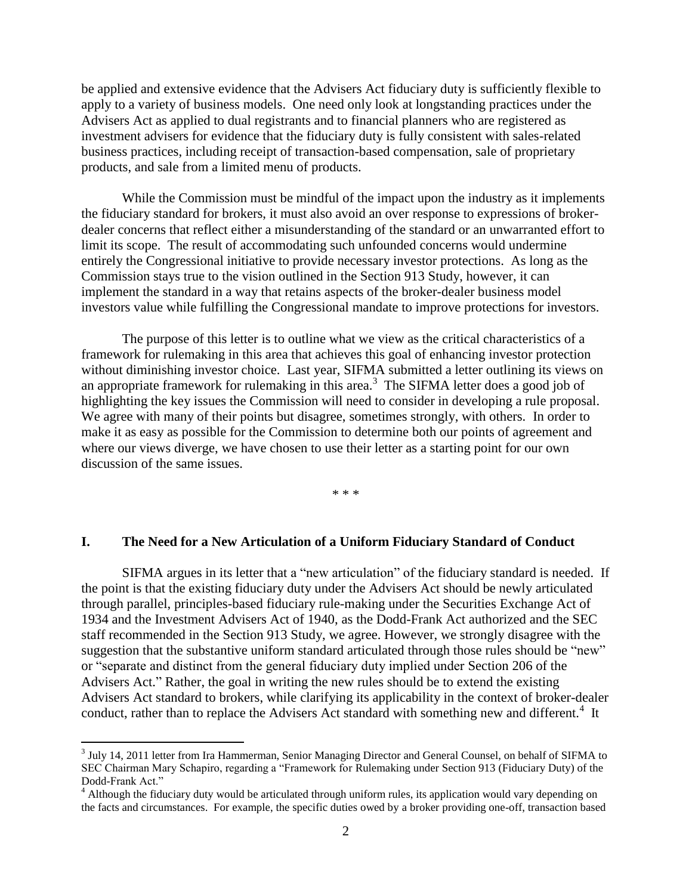be applied and extensive evidence that the Advisers Act fiduciary duty is sufficiently flexible to apply to a variety of business models. One need only look at longstanding practices under the Advisers Act as applied to dual registrants and to financial planners who are registered as investment advisers for evidence that the fiduciary duty is fully consistent with sales-related business practices, including receipt of transaction-based compensation, sale of proprietary products, and sale from a limited menu of products.

While the Commission must be mindful of the impact upon the industry as it implements the fiduciary standard for brokers, it must also avoid an over response to expressions of broker-dealer concerns that reflect either a misunderstanding of the standard or an unwarranted effort to limit its scope. The result of accommodating such unfounded concerns would undermine entirely the Congressional initiative to provide necessary investor protections. As long as the Commission stays true to the vision outlined in the Section 913 Study, however, it can implement the standard in a way that retains aspects of the broker-dealer business model investors value while fulfilling the Congressional mandate to improve protections for investors.

The purpose of this letter is to outline what we view as the critical characteristics of a framework for rulemaking in this area that achieves this goal of enhancing investor protection without diminishing investor choice. Last year, SIFMA submitted a letter outlining its views on an appropriate framework for rulemaking in this area.[3] The SIFMA letter does a good job of highlighting the key issues the Commission will need to consider in developing a rule proposal. We agree with many of their points but disagree, sometimes strongly, with others. In order to make it as easy as possible for the Commission to determine both our points of agreement and where our views diverge, we have chosen to use their letter as a starting point for our own discussion of the same issues.

\* \* \*

## I. The Need for a New Articulation of a Uniform Fiduciary Standard of Conduct

SIFMA argues in its letter that a "new articulation" of the fiduciary standard is needed. If the point is that the existing fiduciary duty under the Advisers Act should be newly articulated through parallel, principles-based fiduciary rule-making under the Securities Exchange Act of 1934 and the Investment Advisers Act of 1940, as the Dodd-Frank Act authorized and the SEC staff recommended in the Section 913 Study, we agree. However, we strongly disagree with the suggestion that the substantive uniform standard articulated through those rules should be "new" or "separate and distinct from the general fiduciary duty implied under Section 206 of the Advisers Act." Rather, the goal in writing the new rules should be to extend the existing Advisers Act standard to brokers, while clarifying its applicability in the context of broker-dealer conduct, rather than to replace the Advisers Act standard with something new and different.[4] It

---

[3] July 14, 2011 letter from Ira Hammerman, Senior Managing Director and General Counsel, on behalf of SIFMA to SEC Chairman Mary Schapiro, regarding a "Framework for Rulemaking under Section 913 (Fiduciary Duty) of the Dodd-Frank Act."

[4] Although the fiduciary duty would be articulated through uniform rules, its application would vary depending on the facts and circumstances. For example, the specific duties owed by a broker providing one-off, transaction based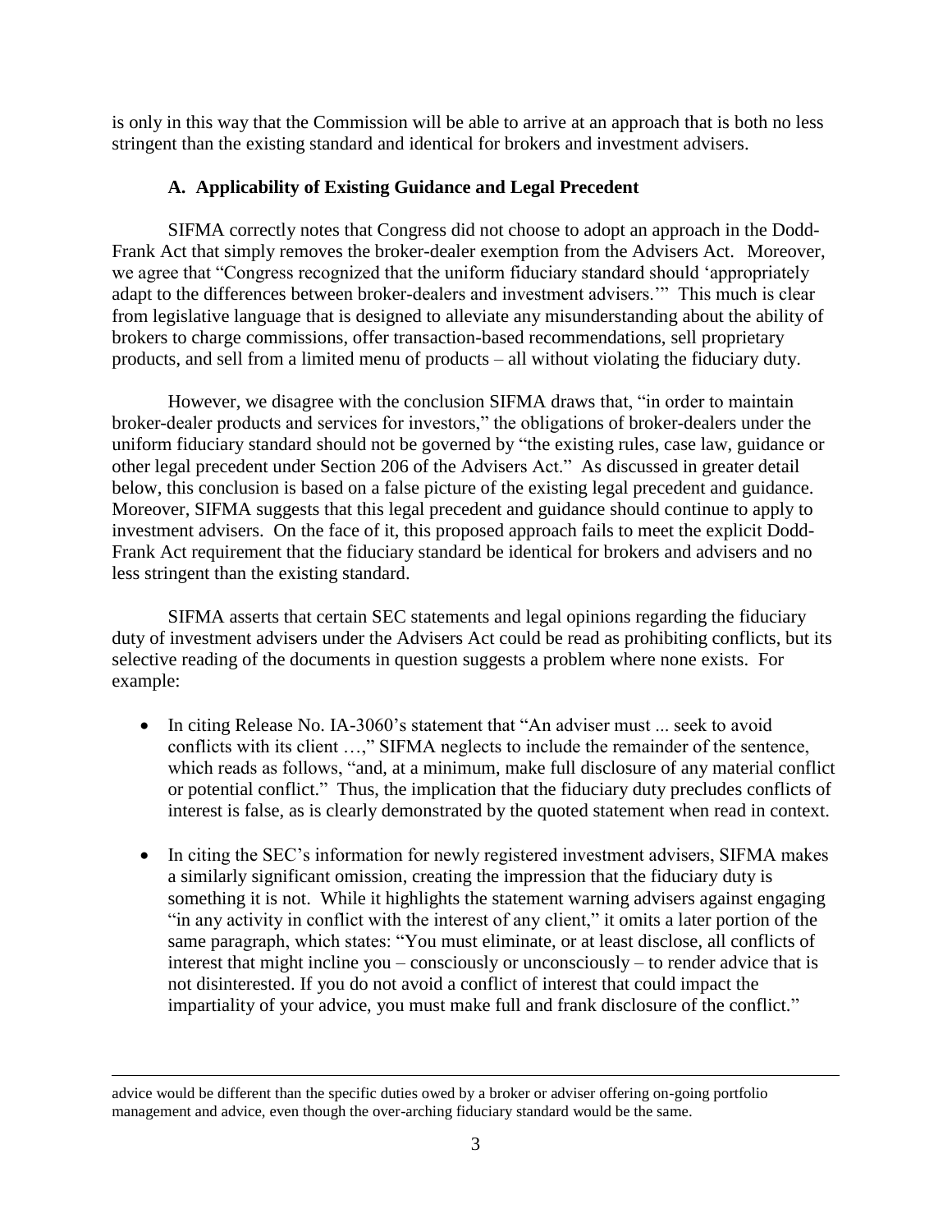is only in this way that the Commission will be able to arrive at an approach that is both no less stringent than the existing standard and identical for brokers and investment advisers.

### A. Applicability of Existing Guidance and Legal Precedent

SIFMA correctly notes that Congress did not choose to adopt an approach in the Dodd-Frank Act that simply removes the broker-dealer exemption from the Advisers Act. Moreover, we agree that "Congress recognized that the uniform fiduciary standard should 'appropriately adapt to the differences between broker-dealers and investment advisers.'" This much is clear from legislative language that is designed to alleviate any misunderstanding about the ability of brokers to charge commissions, offer transaction-based recommendations, sell proprietary products, and sell from a limited menu of products – all without violating the fiduciary duty.

However, we disagree with the conclusion SIFMA draws that, "in order to maintain broker-dealer products and services for investors," the obligations of broker-dealers under the uniform fiduciary standard should not be governed by "the existing rules, case law, guidance or other legal precedent under Section 206 of the Advisers Act." As discussed in greater detail below, this conclusion is based on a false picture of the existing legal precedent and guidance. Moreover, SIFMA suggests that this legal precedent and guidance should continue to apply to investment advisers. On the face of it, this proposed approach fails to meet the explicit Dodd-Frank Act requirement that the fiduciary standard be identical for brokers and advisers and no less stringent than the existing standard.

SIFMA asserts that certain SEC statements and legal opinions regarding the fiduciary duty of investment advisers under the Advisers Act could be read as prohibiting conflicts, but its selective reading of the documents in question suggests a problem where none exists. For example:

- In citing Release No. IA-3060's statement that "An adviser must ... seek to avoid conflicts with its client …," SIFMA neglects to include the remainder of the sentence, which reads as follows, "and, at a minimum, make full disclosure of any material conflict or potential conflict." Thus, the implication that the fiduciary duty precludes conflicts of interest is false, as is clearly demonstrated by the quoted statement when read in context.
- In citing the SEC's information for newly registered investment advisers, SIFMA makes a similarly significant omission, creating the impression that the fiduciary duty is something it is not. While it highlights the statement warning advisers against engaging "in any activity in conflict with the interest of any client," it omits a later portion of the same paragraph, which states: "You must eliminate, or at least disclose, all conflicts of interest that might incline you – consciously or unconsciously – to render advice that is not disinterested. If you do not avoid a conflict of interest that could impact the impartiality of your advice, you must make full and frank disclosure of the conflict."

advice would be different than the specific duties owed by a broker or adviser offering on-going portfolio management and advice, even though the over-arching fiduciary standard would be the same.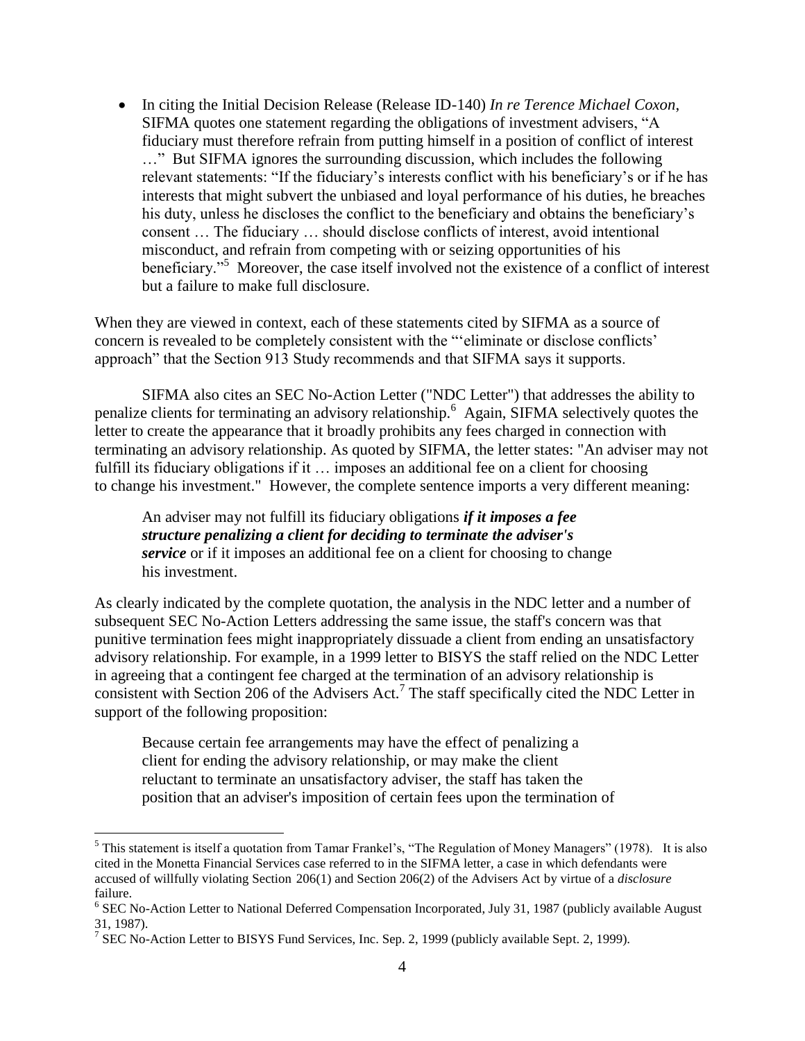- In citing the Initial Decision Release (Release ID-140) *In re Terence Michael Coxon*, SIFMA quotes one statement regarding the obligations of investment advisers, "A fiduciary must therefore refrain from putting himself in a position of conflict of interest …" But SIFMA ignores the surrounding discussion, which includes the following relevant statements: "If the fiduciary's interests conflict with his beneficiary's or if he has interests that might subvert the unbiased and loyal performance of his duties, he breaches his duty, unless he discloses the conflict to the beneficiary and obtains the beneficiary's consent … The fiduciary … should disclose conflicts of interest, avoid intentional misconduct, and refrain from competing with or seizing opportunities of his beneficiary."[5] Moreover, the case itself involved not the existence of a conflict of interest but a failure to make full disclosure.

When they are viewed in context, each of these statements cited by SIFMA as a source of concern is revealed to be completely consistent with the "'eliminate or disclose conflicts' approach" that the Section 913 Study recommends and that SIFMA says it supports.

SIFMA also cites an SEC No-Action Letter ("NDC Letter") that addresses the ability to penalize clients for terminating an advisory relationship.[6] Again, SIFMA selectively quotes the letter to create the appearance that it broadly prohibits any fees charged in connection with terminating an advisory relationship. As quoted by SIFMA, the letter states: "An adviser may not fulfill its fiduciary obligations if it … imposes an additional fee on a client for choosing to change his investment." However, the complete sentence imports a very different meaning:

> An adviser may not fulfill its fiduciary obligations ***if it imposes a fee structure penalizing a client for deciding to terminate the adviser's service*** or if it imposes an additional fee on a client for choosing to change his investment.

As clearly indicated by the complete quotation, the analysis in the NDC letter and a number of subsequent SEC No-Action Letters addressing the same issue, the staff's concern was that punitive termination fees might inappropriately dissuade a client from ending an unsatisfactory advisory relationship. For example, in a 1999 letter to BISYS the staff relied on the NDC Letter in agreeing that a contingent fee charged at the termination of an advisory relationship is consistent with Section 206 of the Advisers Act.[7] The staff specifically cited the NDC Letter in support of the following proposition:

> Because certain fee arrangements may have the effect of penalizing a client for ending the advisory relationship, or may make the client reluctant to terminate an unsatisfactory adviser, the staff has taken the position that an adviser's imposition of certain fees upon the termination of

---

[5] This statement is itself a quotation from Tamar Frankel's, "The Regulation of Money Managers" (1978). It is also cited in the Monetta Financial Services case referred to in the SIFMA letter, a case in which defendants were accused of willfully violating Section 206(1) and Section 206(2) of the Advisers Act by virtue of a *disclosure* failure.

[6] SEC No-Action Letter to National Deferred Compensation Incorporated, July 31, 1987 (publicly available August 31, 1987).

[7] SEC No-Action Letter to BISYS Fund Services, Inc. Sep. 2, 1999 (publicly available Sept. 2, 1999).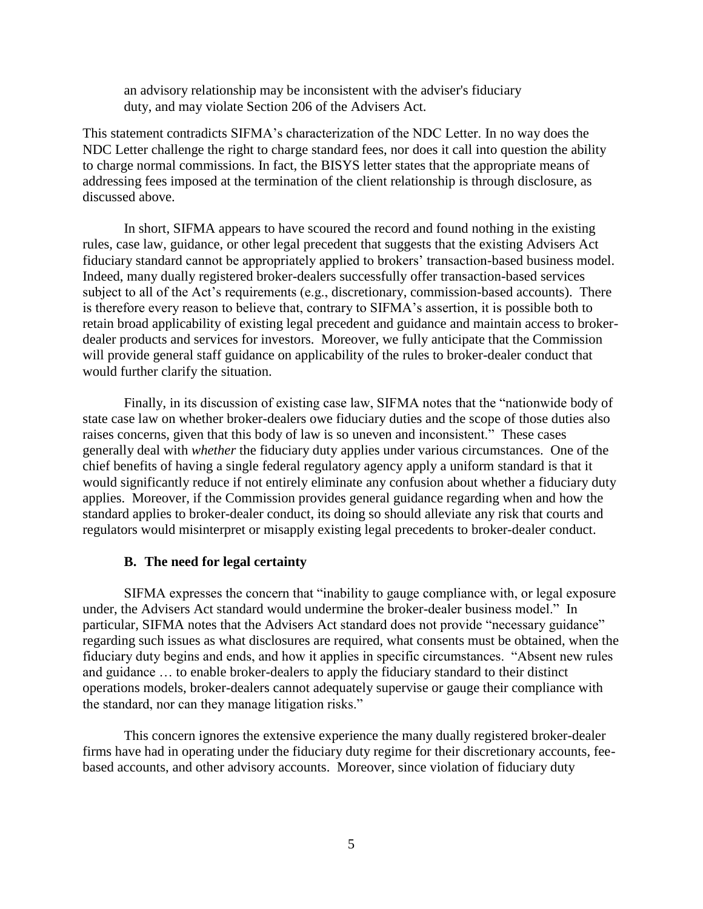an advisory relationship may be inconsistent with the adviser's fiduciary duty, and may violate Section 206 of the Advisers Act.

This statement contradicts SIFMA's characterization of the NDC Letter. In no way does the NDC Letter challenge the right to charge standard fees, nor does it call into question the ability to charge normal commissions. In fact, the BISYS letter states that the appropriate means of addressing fees imposed at the termination of the client relationship is through disclosure, as discussed above.

In short, SIFMA appears to have scoured the record and found nothing in the existing rules, case law, guidance, or other legal precedent that suggests that the existing Advisers Act fiduciary standard cannot be appropriately applied to brokers' transaction-based business model. Indeed, many dually registered broker-dealers successfully offer transaction-based services subject to all of the Act's requirements (e.g., discretionary, commission-based accounts). There is therefore every reason to believe that, contrary to SIFMA's assertion, it is possible both to retain broad applicability of existing legal precedent and guidance and maintain access to broker-dealer products and services for investors. Moreover, we fully anticipate that the Commission will provide general staff guidance on applicability of the rules to broker-dealer conduct that would further clarify the situation.

Finally, in its discussion of existing case law, SIFMA notes that the "nationwide body of state case law on whether broker-dealers owe fiduciary duties and the scope of those duties also raises concerns, given that this body of law is so uneven and inconsistent." These cases generally deal with *whether* the fiduciary duty applies under various circumstances. One of the chief benefits of having a single federal regulatory agency apply a uniform standard is that it would significantly reduce if not entirely eliminate any confusion about whether a fiduciary duty applies. Moreover, if the Commission provides general guidance regarding when and how the standard applies to broker-dealer conduct, its doing so should alleviate any risk that courts and regulators would misinterpret or misapply existing legal precedents to broker-dealer conduct.

### B. The need for legal certainty

SIFMA expresses the concern that "inability to gauge compliance with, or legal exposure under, the Advisers Act standard would undermine the broker-dealer business model." In particular, SIFMA notes that the Advisers Act standard does not provide "necessary guidance" regarding such issues as what disclosures are required, what consents must be obtained, when the fiduciary duty begins and ends, and how it applies in specific circumstances. "Absent new rules and guidance … to enable broker-dealers to apply the fiduciary standard to their distinct operations models, broker-dealers cannot adequately supervise or gauge their compliance with the standard, nor can they manage litigation risks."

This concern ignores the extensive experience the many dually registered broker-dealer firms have had in operating under the fiduciary duty regime for their discretionary accounts, fee-based accounts, and other advisory accounts. Moreover, since violation of fiduciary duty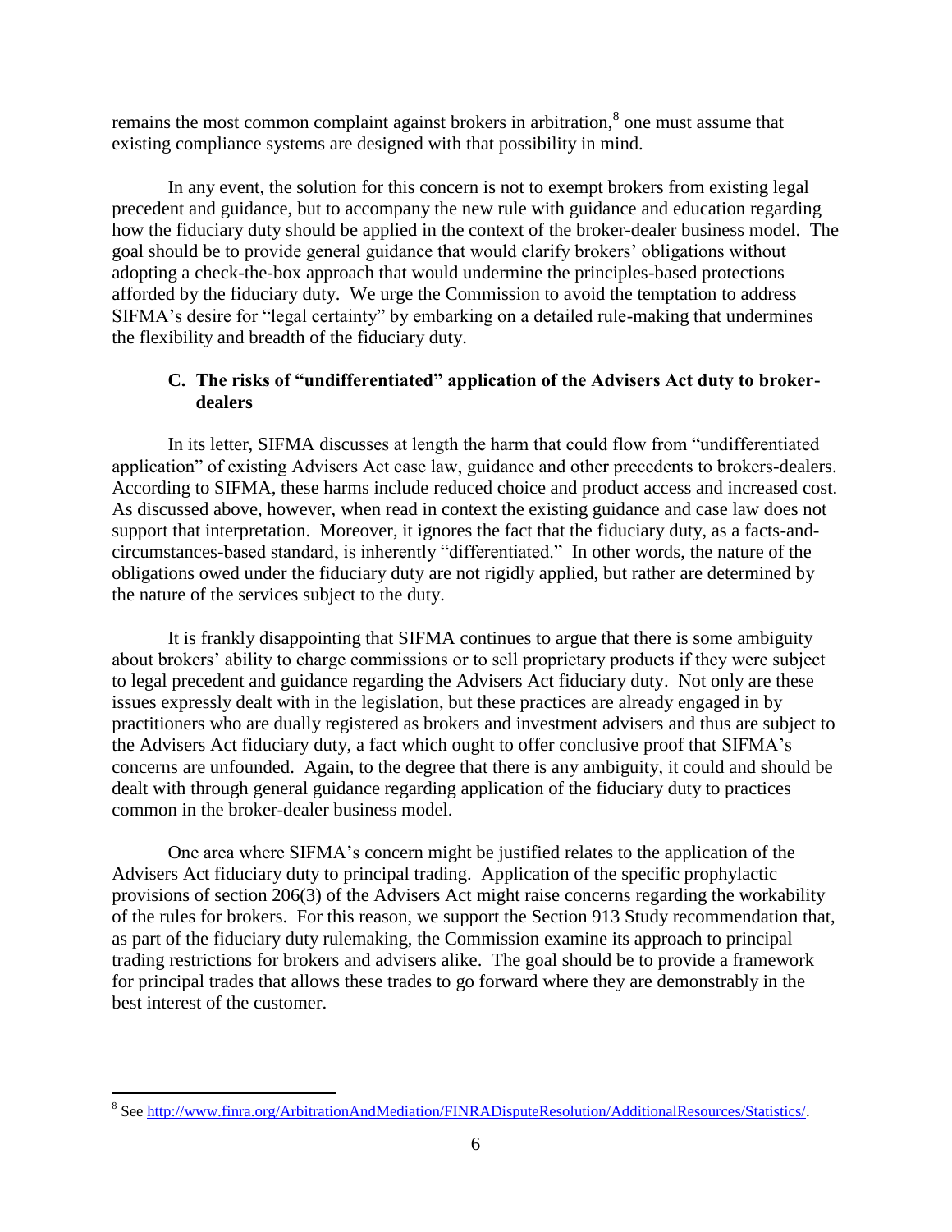remains the most common complaint against brokers in arbitration,[8] one must assume that existing compliance systems are designed with that possibility in mind.

In any event, the solution for this concern is not to exempt brokers from existing legal precedent and guidance, but to accompany the new rule with guidance and education regarding how the fiduciary duty should be applied in the context of the broker-dealer business model. The goal should be to provide general guidance that would clarify brokers' obligations without adopting a check-the-box approach that would undermine the principles-based protections afforded by the fiduciary duty. We urge the Commission to avoid the temptation to address SIFMA's desire for "legal certainty" by embarking on a detailed rule-making that undermines the flexibility and breadth of the fiduciary duty.

### C. The risks of "undifferentiated" application of the Advisers Act duty to broker-dealers

In its letter, SIFMA discusses at length the harm that could flow from "undifferentiated application" of existing Advisers Act case law, guidance and other precedents to brokers-dealers. According to SIFMA, these harms include reduced choice and product access and increased cost. As discussed above, however, when read in context the existing guidance and case law does not support that interpretation. Moreover, it ignores the fact that the fiduciary duty, as a facts-and-circumstances-based standard, is inherently "differentiated." In other words, the nature of the obligations owed under the fiduciary duty are not rigidly applied, but rather are determined by the nature of the services subject to the duty.

It is frankly disappointing that SIFMA continues to argue that there is some ambiguity about brokers' ability to charge commissions or to sell proprietary products if they were subject to legal precedent and guidance regarding the Advisers Act fiduciary duty. Not only are these issues expressly dealt with in the legislation, but these practices are already engaged in by practitioners who are dually registered as brokers and investment advisers and thus are subject to the Advisers Act fiduciary duty, a fact which ought to offer conclusive proof that SIFMA's concerns are unfounded. Again, to the degree that there is any ambiguity, it could and should be dealt with through general guidance regarding application of the fiduciary duty to practices common in the broker-dealer business model.

One area where SIFMA's concern might be justified relates to the application of the Advisers Act fiduciary duty to principal trading. Application of the specific prophylactic provisions of section 206(3) of the Advisers Act might raise concerns regarding the workability of the rules for brokers. For this reason, we support the Section 913 Study recommendation that, as part of the fiduciary duty rulemaking, the Commission examine its approach to principal trading restrictions for brokers and advisers alike. The goal should be to provide a framework for principal trades that allows these trades to go forward where they are demonstrably in the best interest of the customer.

---

[8] See http://www.finra.org/ArbitrationAndMediation/FINRADisputeResolution/AdditionalResources/Statistics/.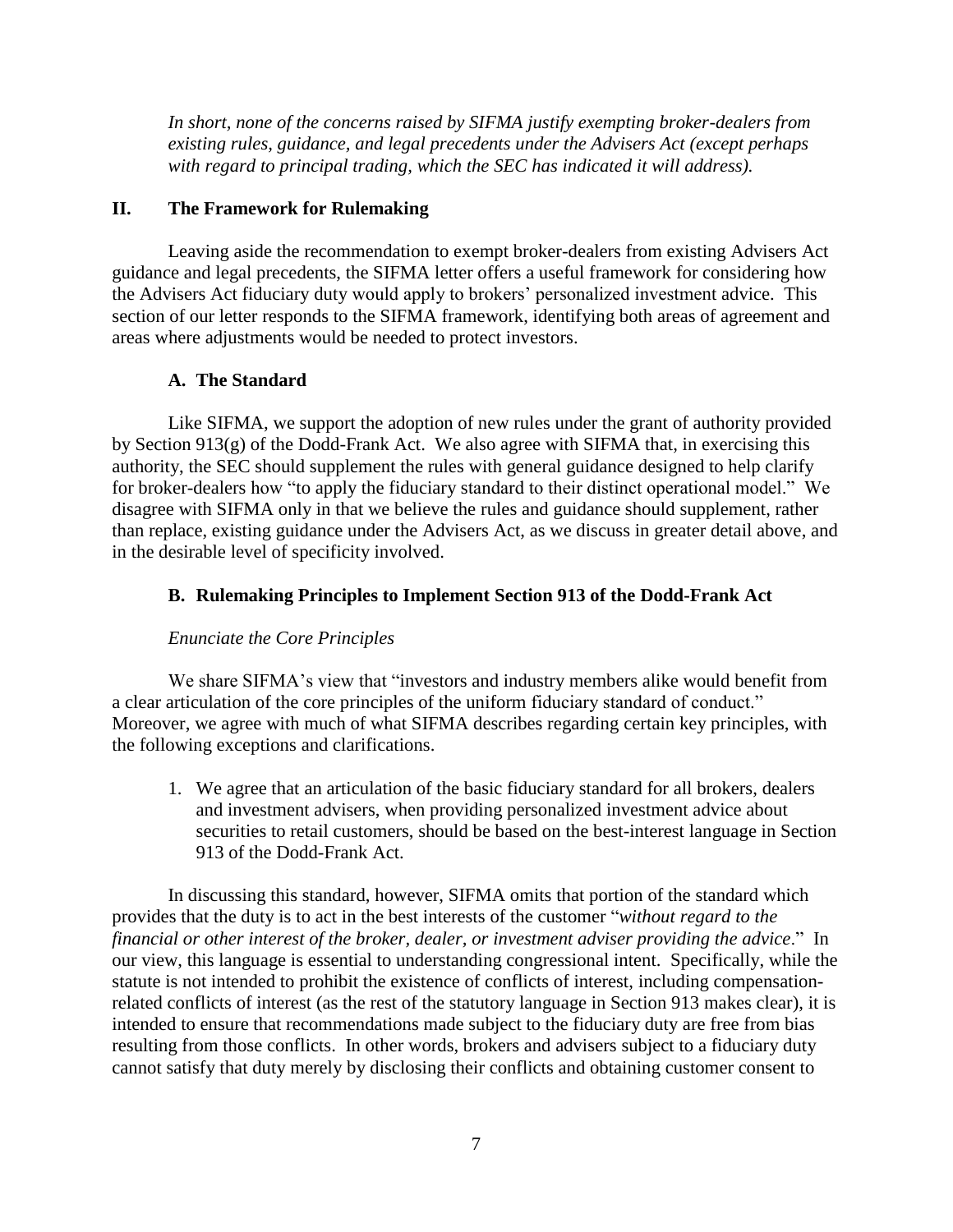*In short, none of the concerns raised by SIFMA justify exempting broker-dealers from existing rules, guidance, and legal precedents under the Advisers Act (except perhaps with regard to principal trading, which the SEC has indicated it will address).*

## II. The Framework for Rulemaking

Leaving aside the recommendation to exempt broker-dealers from existing Advisers Act guidance and legal precedents, the SIFMA letter offers a useful framework for considering how the Advisers Act fiduciary duty would apply to brokers' personalized investment advice. This section of our letter responds to the SIFMA framework, identifying both areas of agreement and areas where adjustments would be needed to protect investors.

### A. The Standard

Like SIFMA, we support the adoption of new rules under the grant of authority provided by Section 913(g) of the Dodd-Frank Act. We also agree with SIFMA that, in exercising this authority, the SEC should supplement the rules with general guidance designed to help clarify for broker-dealers how "to apply the fiduciary standard to their distinct operational model." We disagree with SIFMA only in that we believe the rules and guidance should supplement, rather than replace, existing guidance under the Advisers Act, as we discuss in greater detail above, and in the desirable level of specificity involved.

### B. Rulemaking Principles to Implement Section 913 of the Dodd-Frank Act

*Enunciate the Core Principles*

We share SIFMA's view that "investors and industry members alike would benefit from a clear articulation of the core principles of the uniform fiduciary standard of conduct." Moreover, we agree with much of what SIFMA describes regarding certain key principles, with the following exceptions and clarifications.

1. We agree that an articulation of the basic fiduciary standard for all brokers, dealers and investment advisers, when providing personalized investment advice about securities to retail customers, should be based on the best-interest language in Section 913 of the Dodd-Frank Act.

In discussing this standard, however, SIFMA omits that portion of the standard which provides that the duty is to act in the best interests of the customer "*without regard to the financial or other interest of the broker, dealer, or investment adviser providing the advice*." In our view, this language is essential to understanding congressional intent. Specifically, while the statute is not intended to prohibit the existence of conflicts of interest, including compensation-related conflicts of interest (as the rest of the statutory language in Section 913 makes clear), it is intended to ensure that recommendations made subject to the fiduciary duty are free from bias resulting from those conflicts. In other words, brokers and advisers subject to a fiduciary duty cannot satisfy that duty merely by disclosing their conflicts and obtaining customer consent to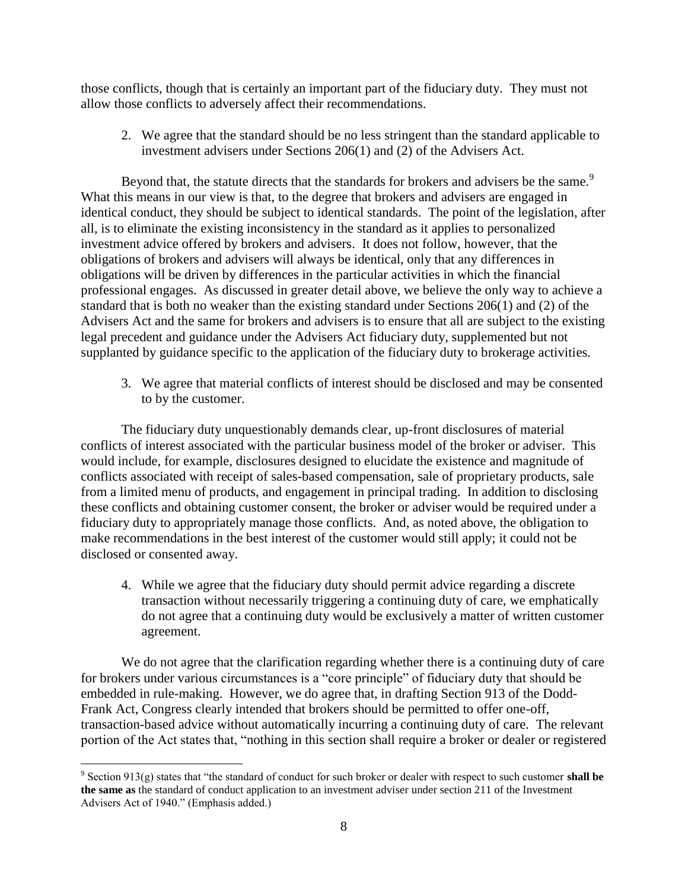those conflicts, though that is certainly an important part of the fiduciary duty. They must not allow those conflicts to adversely affect their recommendations.

2. We agree that the standard should be no less stringent than the standard applicable to investment advisers under Sections 206(1) and (2) of the Advisers Act.

Beyond that, the statute directs that the standards for brokers and advisers be the same.[9] What this means in our view is that, to the degree that brokers and advisers are engaged in identical conduct, they should be subject to identical standards. The point of the legislation, after all, is to eliminate the existing inconsistency in the standard as it applies to personalized investment advice offered by brokers and advisers. It does not follow, however, that the obligations of brokers and advisers will always be identical, only that any differences in obligations will be driven by differences in the particular activities in which the financial professional engages. As discussed in greater detail above, we believe the only way to achieve a standard that is both no weaker than the existing standard under Sections 206(1) and (2) of the Advisers Act and the same for brokers and advisers is to ensure that all are subject to the existing legal precedent and guidance under the Advisers Act fiduciary duty, supplemented but not supplanted by guidance specific to the application of the fiduciary duty to brokerage activities.

3. We agree that material conflicts of interest should be disclosed and may be consented to by the customer.

The fiduciary duty unquestionably demands clear, up-front disclosures of material conflicts of interest associated with the particular business model of the broker or adviser. This would include, for example, disclosures designed to elucidate the existence and magnitude of conflicts associated with receipt of sales-based compensation, sale of proprietary products, sale from a limited menu of products, and engagement in principal trading. In addition to disclosing these conflicts and obtaining customer consent, the broker or adviser would be required under a fiduciary duty to appropriately manage those conflicts. And, as noted above, the obligation to make recommendations in the best interest of the customer would still apply; it could not be disclosed or consented away.

4. While we agree that the fiduciary duty should permit advice regarding a discrete transaction without necessarily triggering a continuing duty of care, we emphatically do not agree that a continuing duty would be exclusively a matter of written customer agreement.

We do not agree that the clarification regarding whether there is a continuing duty of care for brokers under various circumstances is a "core principle" of fiduciary duty that should be embedded in rule-making. However, we do agree that, in drafting Section 913 of the Dodd-Frank Act, Congress clearly intended that brokers should be permitted to offer one-off, transaction-based advice without automatically incurring a continuing duty of care. The relevant portion of the Act states that, "nothing in this section shall require a broker or dealer or registered

---

[9] Section 913(g) states that "the standard of conduct for such broker or dealer with respect to such customer **shall be the same as** the standard of conduct application to an investment adviser under section 211 of the Investment Advisers Act of 1940." (Emphasis added.)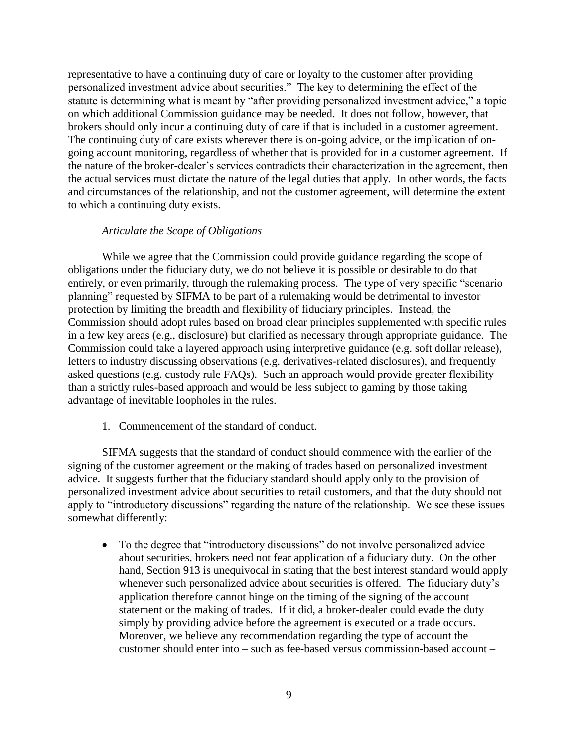representative to have a continuing duty of care or loyalty to the customer after providing personalized investment advice about securities." The key to determining the effect of the statute is determining what is meant by "after providing personalized investment advice," a topic on which additional Commission guidance may be needed. It does not follow, however, that brokers should only incur a continuing duty of care if that is included in a customer agreement. The continuing duty of care exists wherever there is on-going advice, or the implication of on-going account monitoring, regardless of whether that is provided for in a customer agreement. If the nature of the broker-dealer's services contradicts their characterization in the agreement, then the actual services must dictate the nature of the legal duties that apply. In other words, the facts and circumstances of the relationship, and not the customer agreement, will determine the extent to which a continuing duty exists.

*Articulate the Scope of Obligations*

While we agree that the Commission could provide guidance regarding the scope of obligations under the fiduciary duty, we do not believe it is possible or desirable to do that entirely, or even primarily, through the rulemaking process. The type of very specific "scenario planning" requested by SIFMA to be part of a rulemaking would be detrimental to investor protection by limiting the breadth and flexibility of fiduciary principles. Instead, the Commission should adopt rules based on broad clear principles supplemented with specific rules in a few key areas (e.g., disclosure) but clarified as necessary through appropriate guidance. The Commission could take a layered approach using interpretive guidance (e.g. soft dollar release), letters to industry discussing observations (e.g. derivatives-related disclosures), and frequently asked questions (e.g. custody rule FAQs). Such an approach would provide greater flexibility than a strictly rules-based approach and would be less subject to gaming by those taking advantage of inevitable loopholes in the rules.

1. Commencement of the standard of conduct.

SIFMA suggests that the standard of conduct should commence with the earlier of the signing of the customer agreement or the making of trades based on personalized investment advice. It suggests further that the fiduciary standard should apply only to the provision of personalized investment advice about securities to retail customers, and that the duty should not apply to "introductory discussions" regarding the nature of the relationship. We see these issues somewhat differently:

- To the degree that "introductory discussions" do not involve personalized advice about securities, brokers need not fear application of a fiduciary duty. On the other hand, Section 913 is unequivocal in stating that the best interest standard would apply whenever such personalized advice about securities is offered. The fiduciary duty's application therefore cannot hinge on the timing of the signing of the account statement or the making of trades. If it did, a broker-dealer could evade the duty simply by providing advice before the agreement is executed or a trade occurs. Moreover, we believe any recommendation regarding the type of account the customer should enter into – such as fee-based versus commission-based account –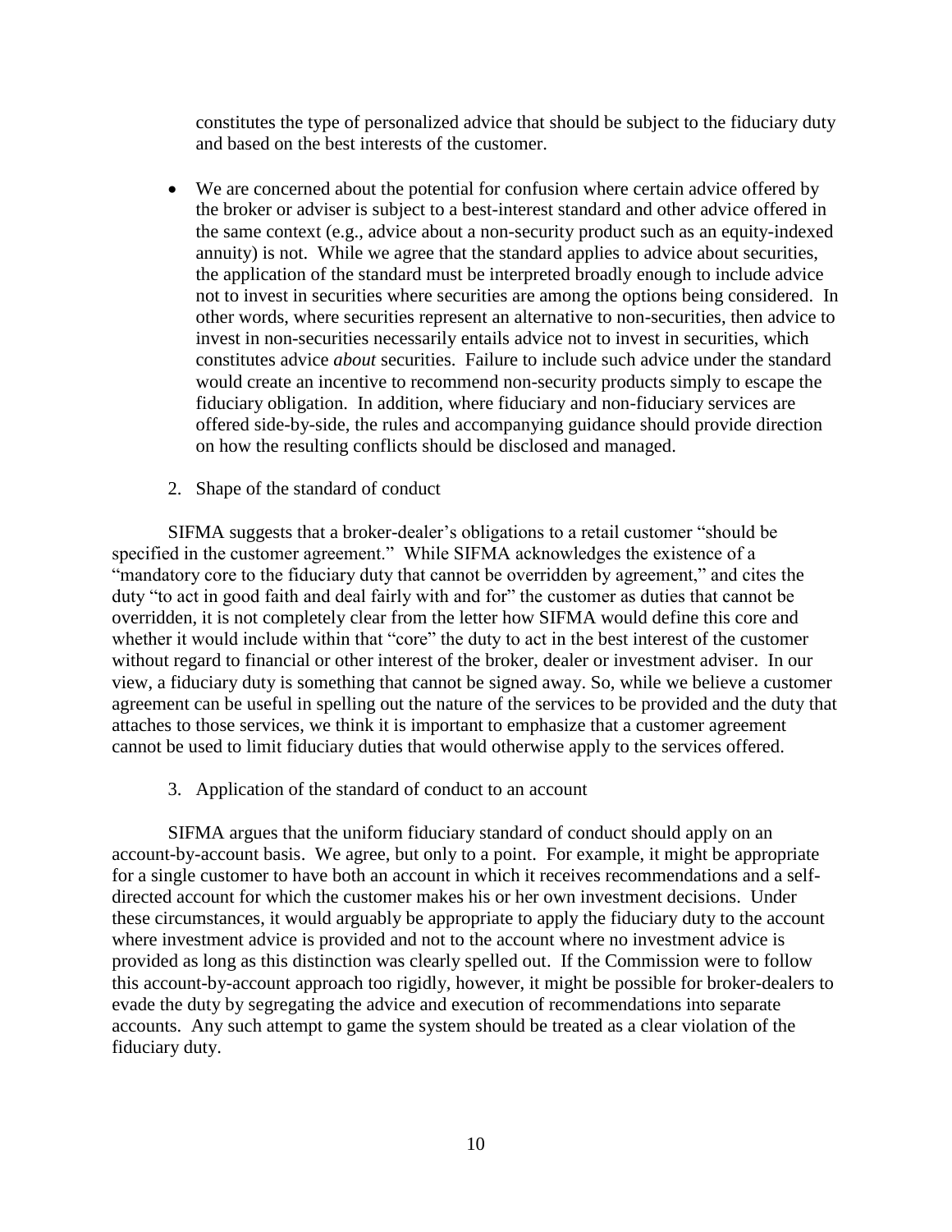constitutes the type of personalized advice that should be subject to the fiduciary duty and based on the best interests of the customer.

- We are concerned about the potential for confusion where certain advice offered by the broker or adviser is subject to a best-interest standard and other advice offered in the same context (e.g., advice about a non-security product such as an equity-indexed annuity) is not. While we agree that the standard applies to advice about securities, the application of the standard must be interpreted broadly enough to include advice not to invest in securities where securities are among the options being considered. In other words, where securities represent an alternative to non-securities, then advice to invest in non-securities necessarily entails advice not to invest in securities, which constitutes advice *about* securities. Failure to include such advice under the standard would create an incentive to recommend non-security products simply to escape the fiduciary obligation. In addition, where fiduciary and non-fiduciary services are offered side-by-side, the rules and accompanying guidance should provide direction on how the resulting conflicts should be disclosed and managed.

2. Shape of the standard of conduct

SIFMA suggests that a broker-dealer's obligations to a retail customer "should be specified in the customer agreement." While SIFMA acknowledges the existence of a "mandatory core to the fiduciary duty that cannot be overridden by agreement," and cites the duty "to act in good faith and deal fairly with and for" the customer as duties that cannot be overridden, it is not completely clear from the letter how SIFMA would define this core and whether it would include within that "core" the duty to act in the best interest of the customer without regard to financial or other interest of the broker, dealer or investment adviser. In our view, a fiduciary duty is something that cannot be signed away. So, while we believe a customer agreement can be useful in spelling out the nature of the services to be provided and the duty that attaches to those services, we think it is important to emphasize that a customer agreement cannot be used to limit fiduciary duties that would otherwise apply to the services offered.

3. Application of the standard of conduct to an account

SIFMA argues that the uniform fiduciary standard of conduct should apply on an account-by-account basis. We agree, but only to a point. For example, it might be appropriate for a single customer to have both an account in which it receives recommendations and a self-directed account for which the customer makes his or her own investment decisions. Under these circumstances, it would arguably be appropriate to apply the fiduciary duty to the account where investment advice is provided and not to the account where no investment advice is provided as long as this distinction was clearly spelled out. If the Commission were to follow this account-by-account approach too rigidly, however, it might be possible for broker-dealers to evade the duty by segregating the advice and execution of recommendations into separate accounts. Any such attempt to game the system should be treated as a clear violation of the fiduciary duty.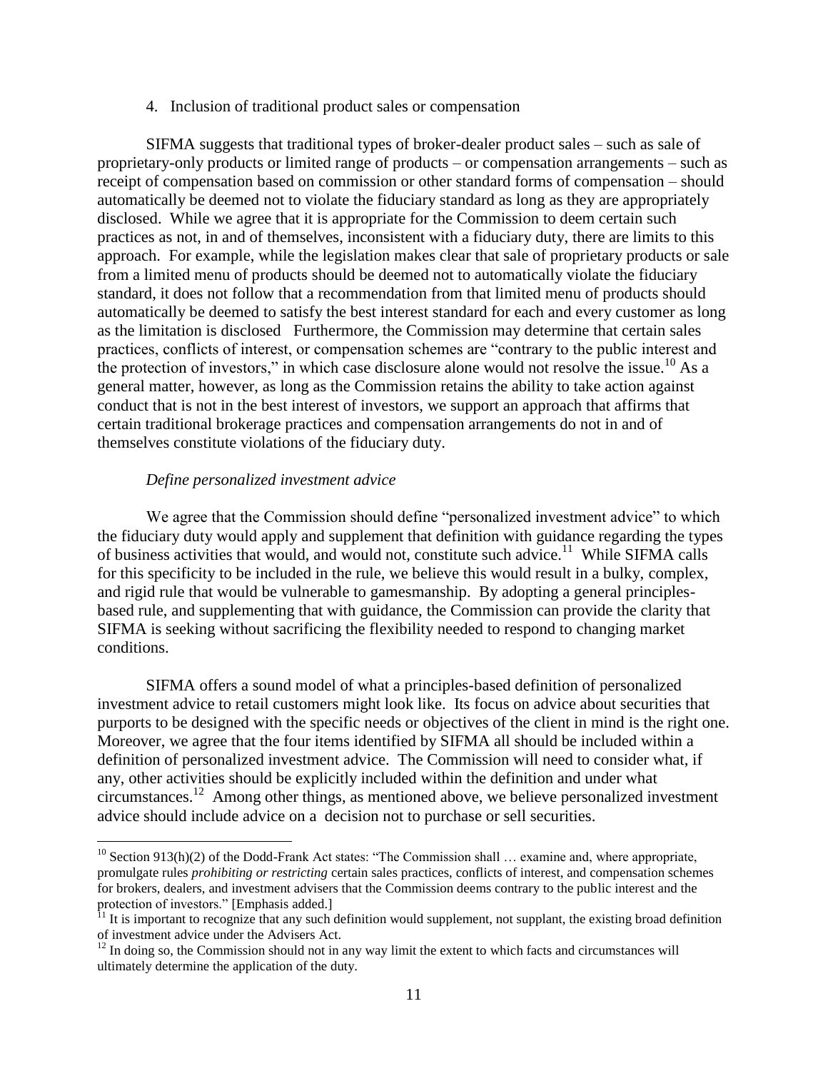4. Inclusion of traditional product sales or compensation

SIFMA suggests that traditional types of broker-dealer product sales – such as sale of proprietary-only products or limited range of products – or compensation arrangements – such as receipt of compensation based on commission or other standard forms of compensation – should automatically be deemed not to violate the fiduciary standard as long as they are appropriately disclosed. While we agree that it is appropriate for the Commission to deem certain such practices as not, in and of themselves, inconsistent with a fiduciary duty, there are limits to this approach. For example, while the legislation makes clear that sale of proprietary products or sale from a limited menu of products should be deemed not to automatically violate the fiduciary standard, it does not follow that a recommendation from that limited menu of products should automatically be deemed to satisfy the best interest standard for each and every customer as long as the limitation is disclosed Furthermore, the Commission may determine that certain sales practices, conflicts of interest, or compensation schemes are "contrary to the public interest and the protection of investors," in which case disclosure alone would not resolve the issue.[10] As a general matter, however, as long as the Commission retains the ability to take action against conduct that is not in the best interest of investors, we support an approach that affirms that certain traditional brokerage practices and compensation arrangements do not in and of themselves constitute violations of the fiduciary duty.

*Define personalized investment advice*

We agree that the Commission should define "personalized investment advice" to which the fiduciary duty would apply and supplement that definition with guidance regarding the types of business activities that would, and would not, constitute such advice.[11] While SIFMA calls for this specificity to be included in the rule, we believe this would result in a bulky, complex, and rigid rule that would be vulnerable to gamesmanship. By adopting a general principles-based rule, and supplementing that with guidance, the Commission can provide the clarity that SIFMA is seeking without sacrificing the flexibility needed to respond to changing market conditions.

SIFMA offers a sound model of what a principles-based definition of personalized investment advice to retail customers might look like. Its focus on advice about securities that purports to be designed with the specific needs or objectives of the client in mind is the right one. Moreover, we agree that the four items identified by SIFMA all should be included within a definition of personalized investment advice. The Commission will need to consider what, if any, other activities should be explicitly included within the definition and under what circumstances.[12] Among other things, as mentioned above, we believe personalized investment advice should include advice on a decision not to purchase or sell securities.

---

[10] Section 913(h)(2) of the Dodd-Frank Act states: "The Commission shall … examine and, where appropriate, promulgate rules *prohibiting or restricting* certain sales practices, conflicts of interest, and compensation schemes for brokers, dealers, and investment advisers that the Commission deems contrary to the public interest and the protection of investors." [Emphasis added.]

[11] It is important to recognize that any such definition would supplement, not supplant, the existing broad definition of investment advice under the Advisers Act.

[12] In doing so, the Commission should not in any way limit the extent to which facts and circumstances will ultimately determine the application of the duty.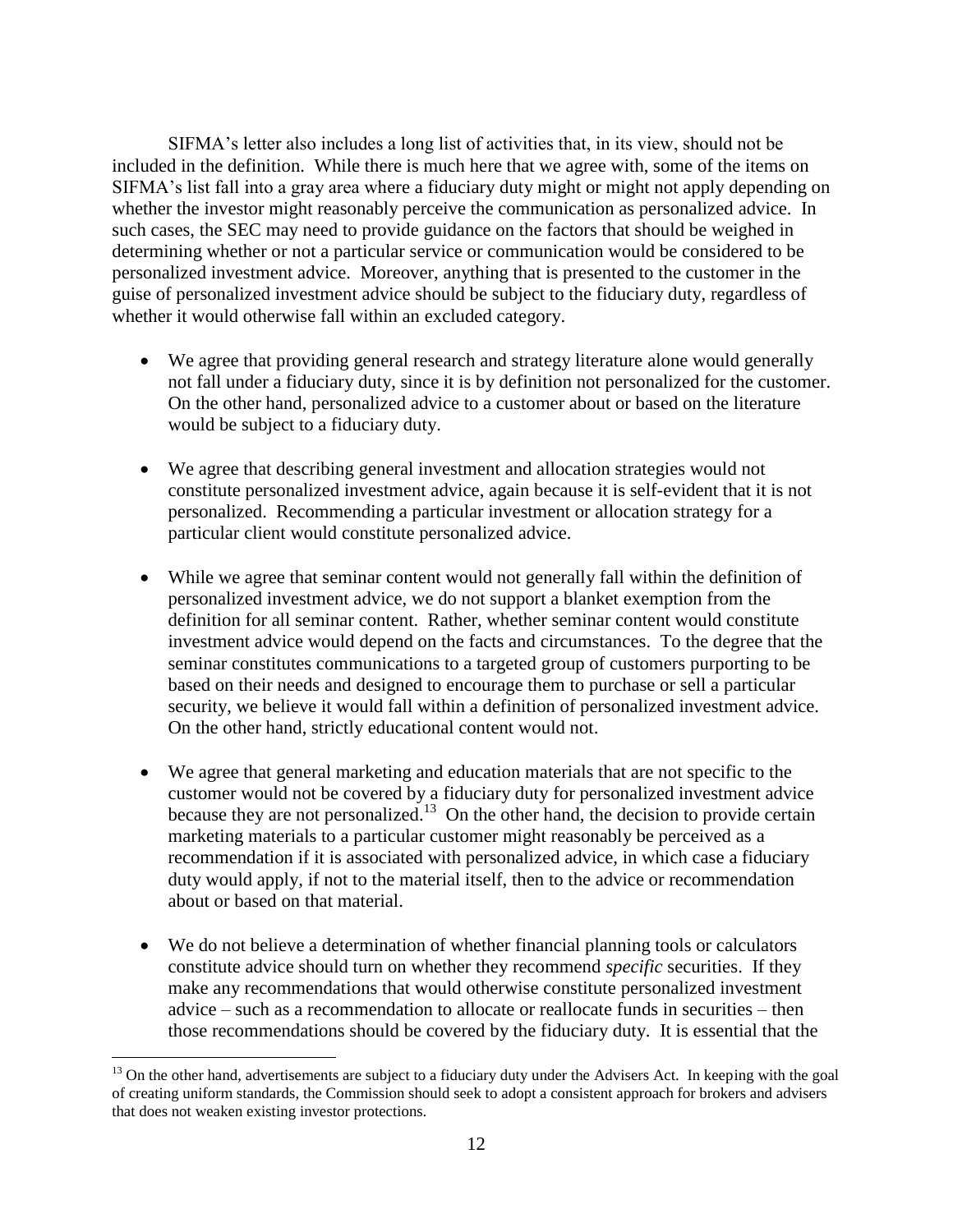SIFMA's letter also includes a long list of activities that, in its view, should not be included in the definition. While there is much here that we agree with, some of the items on SIFMA's list fall into a gray area where a fiduciary duty might or might not apply depending on whether the investor might reasonably perceive the communication as personalized advice. In such cases, the SEC may need to provide guidance on the factors that should be weighed in determining whether or not a particular service or communication would be considered to be personalized investment advice. Moreover, anything that is presented to the customer in the guise of personalized investment advice should be subject to the fiduciary duty, regardless of whether it would otherwise fall within an excluded category.

- We agree that providing general research and strategy literature alone would generally not fall under a fiduciary duty, since it is by definition not personalized for the customer. On the other hand, personalized advice to a customer about or based on the literature would be subject to a fiduciary duty.

- We agree that describing general investment and allocation strategies would not constitute personalized investment advice, again because it is self-evident that it is not personalized. Recommending a particular investment or allocation strategy for a particular client would constitute personalized advice.

- While we agree that seminar content would not generally fall within the definition of personalized investment advice, we do not support a blanket exemption from the definition for all seminar content. Rather, whether seminar content would constitute investment advice would depend on the facts and circumstances. To the degree that the seminar constitutes communications to a targeted group of customers purporting to be based on their needs and designed to encourage them to purchase or sell a particular security, we believe it would fall within a definition of personalized investment advice. On the other hand, strictly educational content would not.

- We agree that general marketing and education materials that are not specific to the customer would not be covered by a fiduciary duty for personalized investment advice because they are not personalized.[13] On the other hand, the decision to provide certain marketing materials to a particular customer might reasonably be perceived as a recommendation if it is associated with personalized advice, in which case a fiduciary duty would apply, if not to the material itself, then to the advice or recommendation about or based on that material.

- We do not believe a determination of whether financial planning tools or calculators constitute advice should turn on whether they recommend *specific* securities. If they make any recommendations that would otherwise constitute personalized investment advice – such as a recommendation to allocate or reallocate funds in securities – then those recommendations should be covered by the fiduciary duty. It is essential that the

[13] On the other hand, advertisements are subject to a fiduciary duty under the Advisers Act. In keeping with the goal of creating uniform standards, the Commission should seek to adopt a consistent approach for brokers and advisers that does not weaken existing investor protections.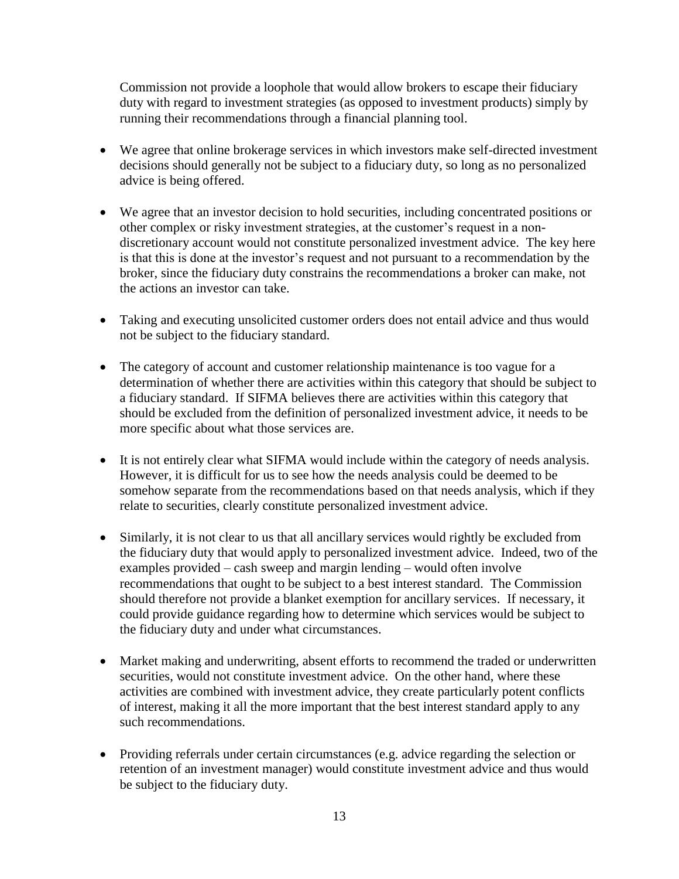Commission not provide a loophole that would allow brokers to escape their fiduciary duty with regard to investment strategies (as opposed to investment products) simply by running their recommendations through a financial planning tool.

- We agree that online brokerage services in which investors make self-directed investment decisions should generally not be subject to a fiduciary duty, so long as no personalized advice is being offered.

- We agree that an investor decision to hold securities, including concentrated positions or other complex or risky investment strategies, at the customer's request in a non-discretionary account would not constitute personalized investment advice. The key here is that this is done at the investor's request and not pursuant to a recommendation by the broker, since the fiduciary duty constrains the recommendations a broker can make, not the actions an investor can take.

- Taking and executing unsolicited customer orders does not entail advice and thus would not be subject to the fiduciary standard.

- The category of account and customer relationship maintenance is too vague for a determination of whether there are activities within this category that should be subject to a fiduciary standard. If SIFMA believes there are activities within this category that should be excluded from the definition of personalized investment advice, it needs to be more specific about what those services are.

- It is not entirely clear what SIFMA would include within the category of needs analysis. However, it is difficult for us to see how the needs analysis could be deemed to be somehow separate from the recommendations based on that needs analysis, which if they relate to securities, clearly constitute personalized investment advice.

- Similarly, it is not clear to us that all ancillary services would rightly be excluded from the fiduciary duty that would apply to personalized investment advice. Indeed, two of the examples provided – cash sweep and margin lending – would often involve recommendations that ought to be subject to a best interest standard. The Commission should therefore not provide a blanket exemption for ancillary services. If necessary, it could provide guidance regarding how to determine which services would be subject to the fiduciary duty and under what circumstances.

- Market making and underwriting, absent efforts to recommend the traded or underwritten securities, would not constitute investment advice. On the other hand, where these activities are combined with investment advice, they create particularly potent conflicts of interest, making it all the more important that the best interest standard apply to any such recommendations.

- Providing referrals under certain circumstances (e.g. advice regarding the selection or retention of an investment manager) would constitute investment advice and thus would be subject to the fiduciary duty.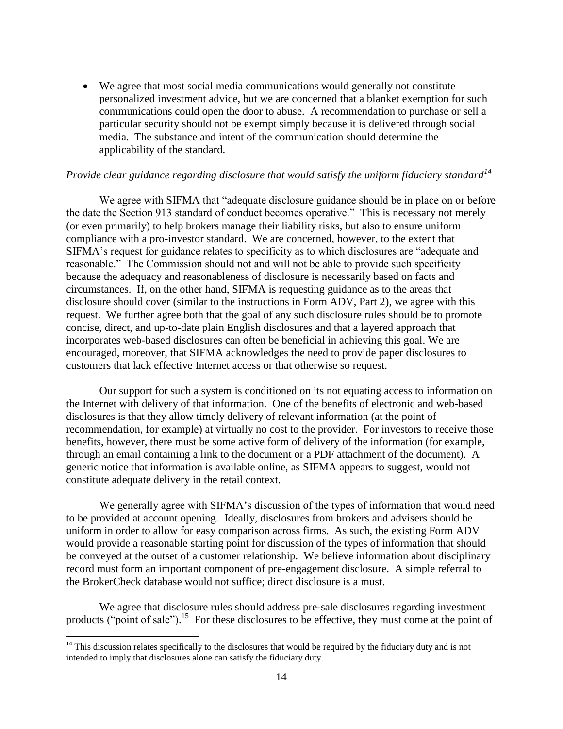- We agree that most social media communications would generally not constitute personalized investment advice, but we are concerned that a blanket exemption for such communications could open the door to abuse. A recommendation to purchase or sell a particular security should not be exempt simply because it is delivered through social media. The substance and intent of the communication should determine the applicability of the standard.

*Provide clear guidance regarding disclosure that would satisfy the uniform fiduciary standard*[14]

We agree with SIFMA that "adequate disclosure guidance should be in place on or before the date the Section 913 standard of conduct becomes operative." This is necessary not merely (or even primarily) to help brokers manage their liability risks, but also to ensure uniform compliance with a pro-investor standard. We are concerned, however, to the extent that SIFMA's request for guidance relates to specificity as to which disclosures are "adequate and reasonable." The Commission should not and will not be able to provide such specificity because the adequacy and reasonableness of disclosure is necessarily based on facts and circumstances. If, on the other hand, SIFMA is requesting guidance as to the areas that disclosure should cover (similar to the instructions in Form ADV, Part 2), we agree with this request. We further agree both that the goal of any such disclosure rules should be to promote concise, direct, and up-to-date plain English disclosures and that a layered approach that incorporates web-based disclosures can often be beneficial in achieving this goal. We are encouraged, moreover, that SIFMA acknowledges the need to provide paper disclosures to customers that lack effective Internet access or that otherwise so request.

Our support for such a system is conditioned on its not equating access to information on the Internet with delivery of that information. One of the benefits of electronic and web-based disclosures is that they allow timely delivery of relevant information (at the point of recommendation, for example) at virtually no cost to the provider. For investors to receive those benefits, however, there must be some active form of delivery of the information (for example, through an email containing a link to the document or a PDF attachment of the document). A generic notice that information is available online, as SIFMA appears to suggest, would not constitute adequate delivery in the retail context.

We generally agree with SIFMA's discussion of the types of information that would need to be provided at account opening. Ideally, disclosures from brokers and advisers should be uniform in order to allow for easy comparison across firms. As such, the existing Form ADV would provide a reasonable starting point for discussion of the types of information that should be conveyed at the outset of a customer relationship. We believe information about disciplinary record must form an important component of pre-engagement disclosure. A simple referral to the BrokerCheck database would not suffice; direct disclosure is a must.

We agree that disclosure rules should address pre-sale disclosures regarding investment products ("point of sale").[15] For these disclosures to be effective, they must come at the point of

[14] This discussion relates specifically to the disclosures that would be required by the fiduciary duty and is not intended to imply that disclosures alone can satisfy the fiduciary duty.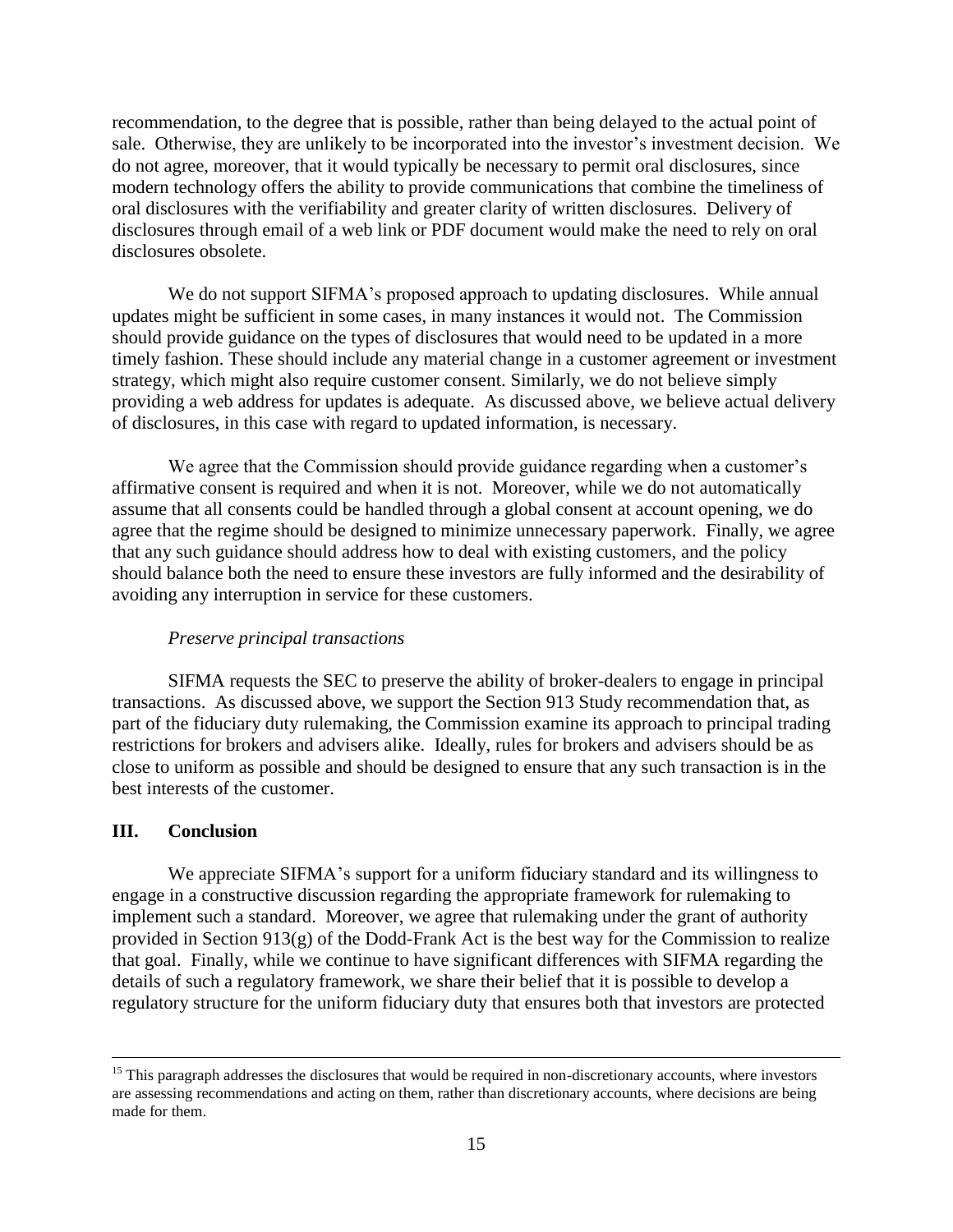recommendation, to the degree that is possible, rather than being delayed to the actual point of sale. Otherwise, they are unlikely to be incorporated into the investor's investment decision. We do not agree, moreover, that it would typically be necessary to permit oral disclosures, since modern technology offers the ability to provide communications that combine the timeliness of oral disclosures with the verifiability and greater clarity of written disclosures. Delivery of disclosures through email of a web link or PDF document would make the need to rely on oral disclosures obsolete.

We do not support SIFMA's proposed approach to updating disclosures. While annual updates might be sufficient in some cases, in many instances it would not. The Commission should provide guidance on the types of disclosures that would need to be updated in a more timely fashion. These should include any material change in a customer agreement or investment strategy, which might also require customer consent. Similarly, we do not believe simply providing a web address for updates is adequate. As discussed above, we believe actual delivery of disclosures, in this case with regard to updated information, is necessary.

We agree that the Commission should provide guidance regarding when a customer's affirmative consent is required and when it is not. Moreover, while we do not automatically assume that all consents could be handled through a global consent at account opening, we do agree that the regime should be designed to minimize unnecessary paperwork. Finally, we agree that any such guidance should address how to deal with existing customers, and the policy should balance both the need to ensure these investors are fully informed and the desirability of avoiding any interruption in service for these customers.

*Preserve principal transactions*

SIFMA requests the SEC to preserve the ability of broker-dealers to engage in principal transactions. As discussed above, we support the Section 913 Study recommendation that, as part of the fiduciary duty rulemaking, the Commission examine its approach to principal trading restrictions for brokers and advisers alike. Ideally, rules for brokers and advisers should be as close to uniform as possible and should be designed to ensure that any such transaction is in the best interests of the customer.

## III. Conclusion

We appreciate SIFMA's support for a uniform fiduciary standard and its willingness to engage in a constructive discussion regarding the appropriate framework for rulemaking to implement such a standard. Moreover, we agree that rulemaking under the grant of authority provided in Section 913(g) of the Dodd-Frank Act is the best way for the Commission to realize that goal. Finally, while we continue to have significant differences with SIFMA regarding the details of such a regulatory framework, we share their belief that it is possible to develop a regulatory structure for the uniform fiduciary duty that ensures both that investors are protected

---

[15] This paragraph addresses the disclosures that would be required in non-discretionary accounts, where investors are assessing recommendations and acting on them, rather than discretionary accounts, where decisions are being made for them.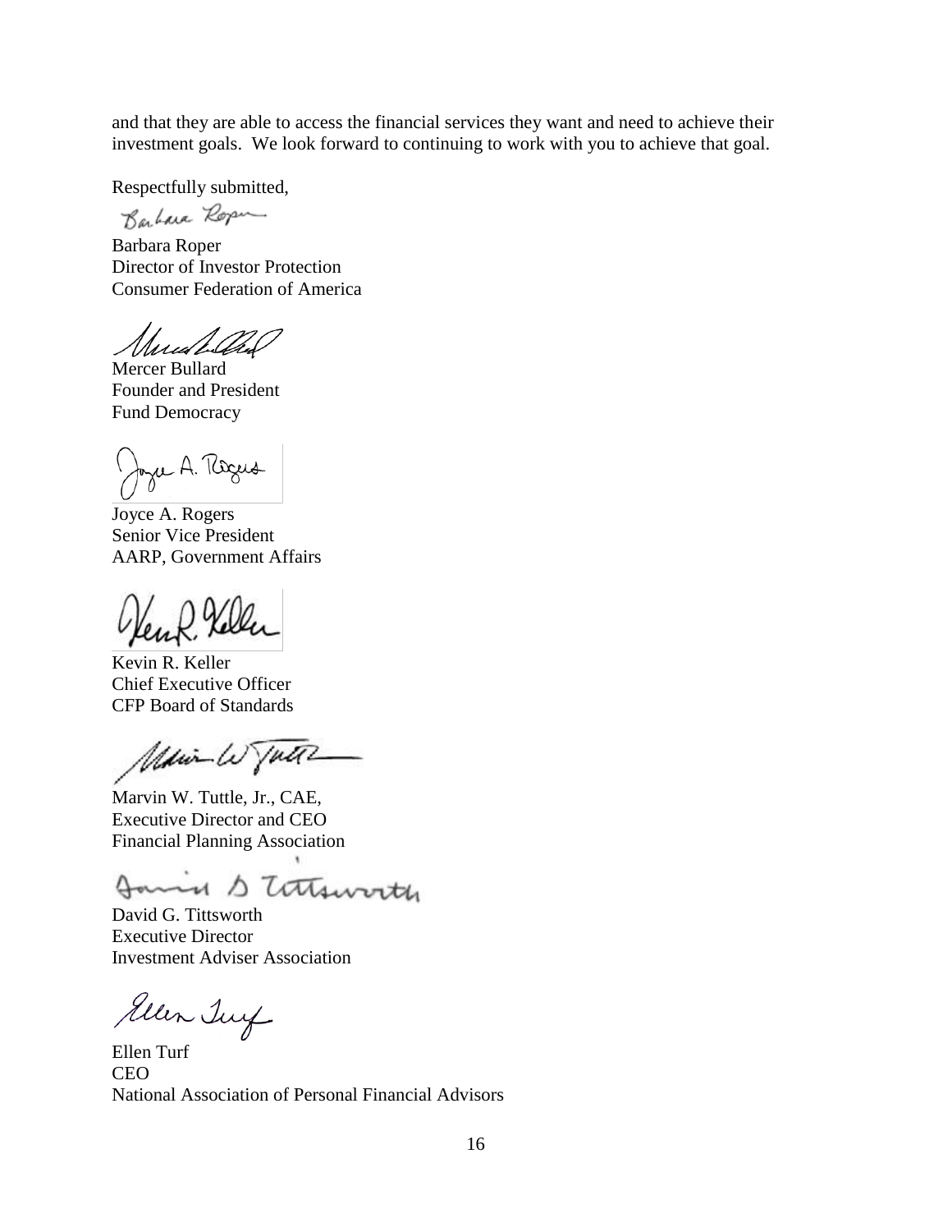and that they are able to access the financial services they want and need to achieve their investment goals. We look forward to continuing to work with you to achieve that goal.

Respectfully submitted,

Barbara Roper
Director of Investor Protection
Consumer Federation of America

Mercer Bullard
Founder and President
Fund Democracy

Joyce A. Rogers
Senior Vice President
AARP, Government Affairs

Kevin R. Keller
Chief Executive Officer
CFP Board of Standards

Marvin W. Tuttle, Jr., CAE,
Executive Director and CEO
Financial Planning Association

David G. Tittsworth
Executive Director
Investment Adviser Association

Ellen Turf
CEO
National Association of Personal Financial Advisors